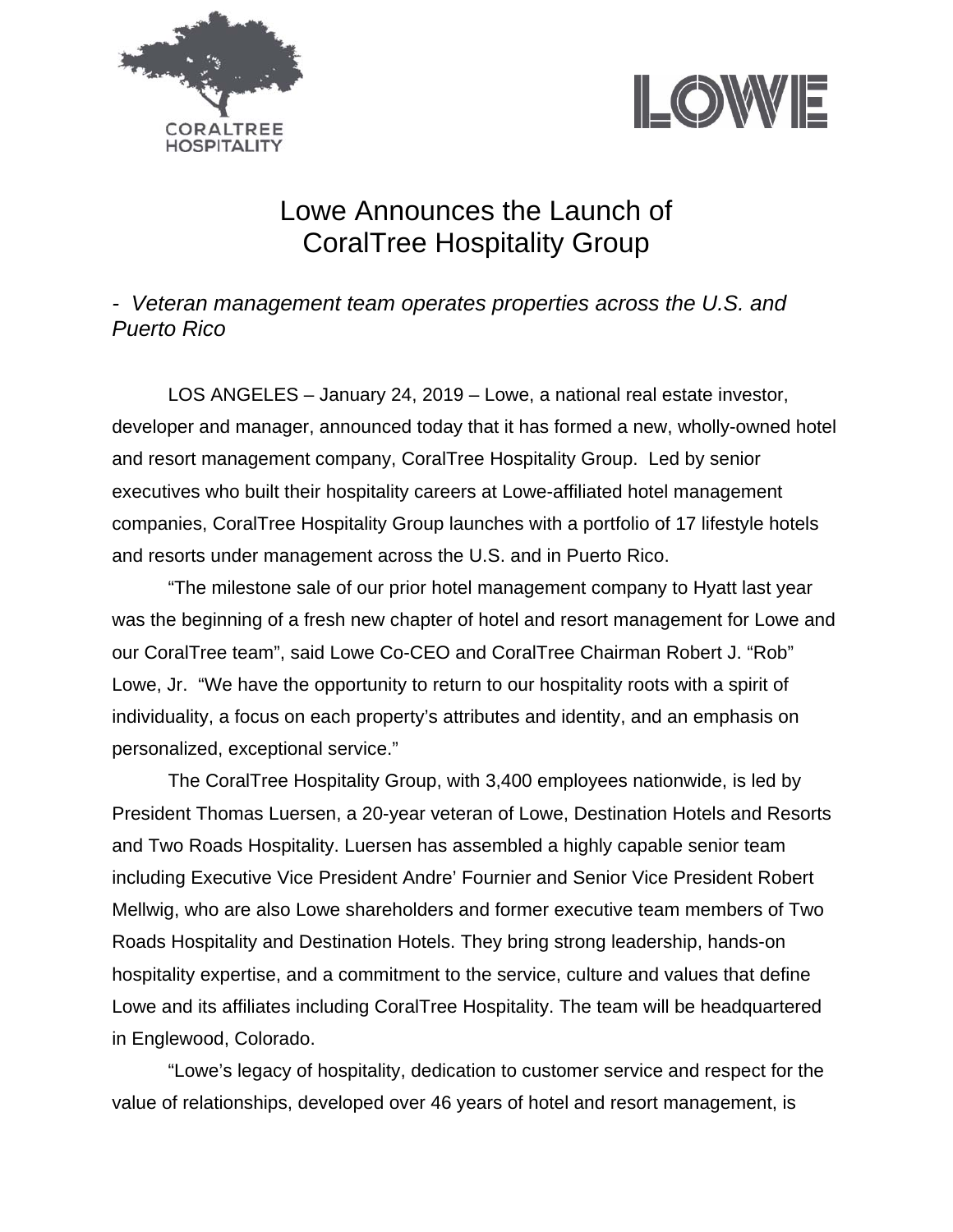# Lowe Announces the Launch of CoralTree Hospitality Group

*- Veteran management team operates properties across the U.S. and Puerto Rico*

LOS ANGELES – January 24, 2019 – Lowe, a national real estate investor, developer and manager, announced today that it has formed a new, wholly-owned hotel and resort management company, CoralTree Hospitality Group. Led by senior executives who built their hospitality careers at Lowe-affiliated hotel management companies, CoralTree Hospitality Group launches with a portfolio of 17 lifestyle hotels and resorts under management across the U.S. and in Puerto Rico.

"The milestone sale of our prior hotel management company to Hyatt last year was the beginning of a fresh new chapter of hotel and resort management for Lowe and our CoralTree team", said Lowe Co-CEO and CoralTree Chairman Robert J. "Rob" Lowe, Jr. "We have the opportunity to return to our hospitality roots with a spirit of individuality, a focus on each property's attributes and identity, and an emphasis on personalized, exceptional service."

The CoralTree Hospitality Group, with 3,400 employees nationwide, is led by President Thomas Luersen, a 20-year veteran of Lowe, Destination Hotels and Resorts and Two Roads Hospitality. Luersen has assembled a highly capable senior team including Executive Vice President Andre' Fournier and Senior Vice President Robert Mellwig, who are also Lowe shareholders and former executive team members of Two Roads Hospitality and Destination Hotels. They bring strong leadership, hands-on hospitality expertise, and a commitment to the service, culture and values that define Lowe and its affiliates including CoralTree Hospitality. The team will be headquartered in Englewood, Colorado.

"Lowe's legacy of hospitality, dedication to customer service and respect for the value of relationships, developed over 46 years of hotel and resort management, is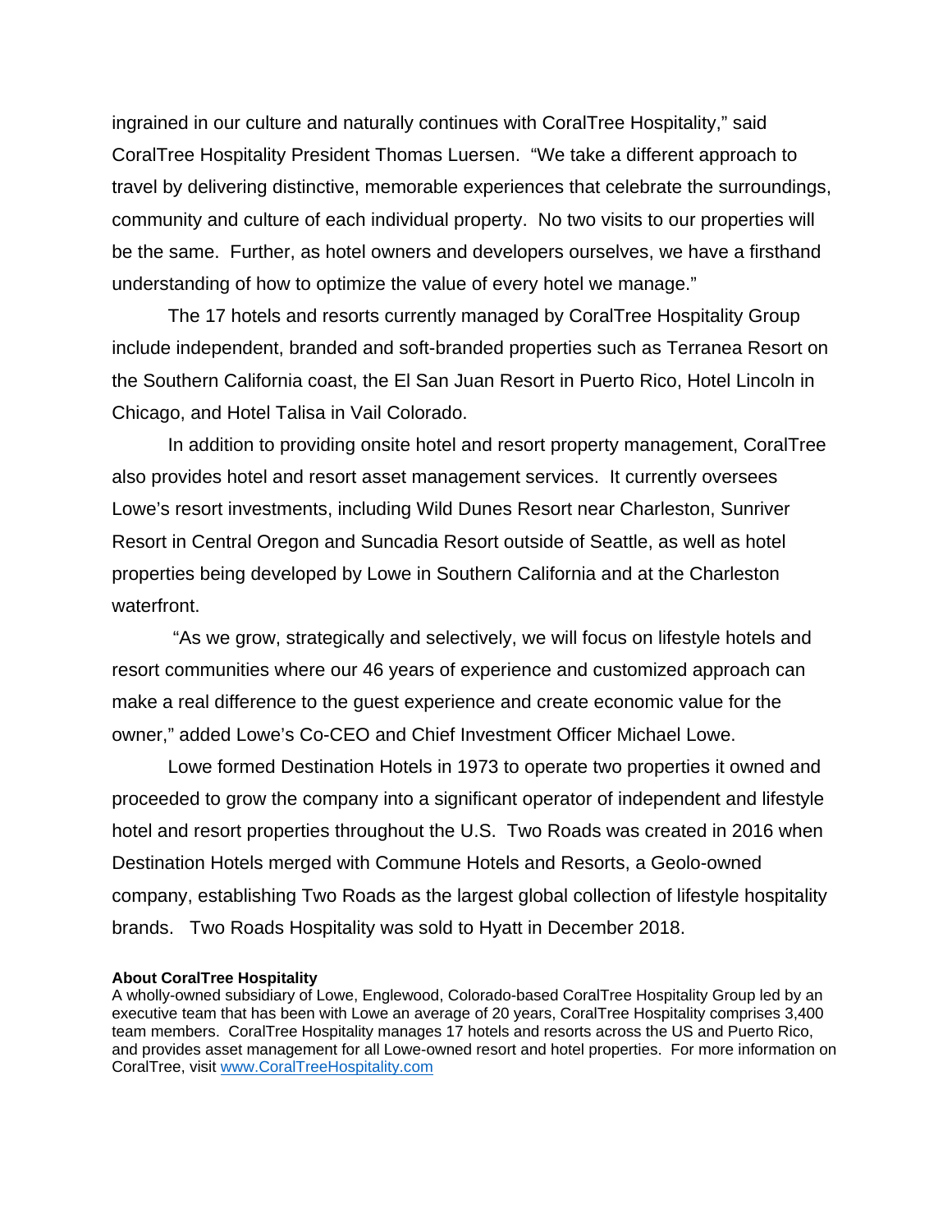ingrained in our culture and naturally continues with CoralTree Hospitality," said CoralTree Hospitality President Thomas Luersen. "We take a different approach to travel by delivering distinctive, memorable experiences that celebrate the surroundings, community and culture of each individual property. No two visits to our properties will be the same. Further, as hotel owners and developers ourselves, we have a firsthand understanding of how to optimize the value of every hotel we manage."

The 17 hotels and resorts currently managed by CoralTree Hospitality Group include independent, branded and soft-branded properties such as Terranea Resort on the Southern California coast, the El San Juan Resort in Puerto Rico, Hotel Lincoln in Chicago, and Hotel Talisa in Vail Colorado.

In addition to providing onsite hotel and resort property management, CoralTree also provides hotel and resort asset management services. It currently oversees Lowe's resort investments, including Wild Dunes Resort near Charleston, Sunriver Resort in Central Oregon and Suncadia Resort outside of Seattle, as well as hotel properties being developed by Lowe in Southern California and at the Charleston waterfront.

"As we grow, strategically and selectively, we will focus on lifestyle hotels and resort communities where our 46 years of experience and customized approach can make a real difference to the guest experience and create economic value for the owner," added Lowe's Co-CEO and Chief Investment Officer Michael Lowe.

Lowe formed Destination Hotels in 1973 to operate two properties it owned and proceeded to grow the company into a significant operator of independent and lifestyle hotel and resort properties throughout the U.S. Two Roads was created in 2016 when Destination Hotels merged with Commune Hotels and Resorts, a Geolo-owned company, establishing Two Roads as the largest global collection of lifestyle hospitality brands. Two Roads Hospitality was sold to Hyatt in December 2018.

**About CoralTree Hospitality**

A wholly-owned subsidiary of Lowe, Englewood, Colorado-based CoralTree Hospitality Group led by an executive team that has been with Lowe an average of 20 years, CoralTree Hospitality comprises 3,400 team members. CoralTree Hospitality manages 17 hotels and resorts across the US and Puerto Rico, and provides asset management for all Lowe-owned resort and hotel properties. For more information on CoralTree, visit www.CoralTreeHospitality.com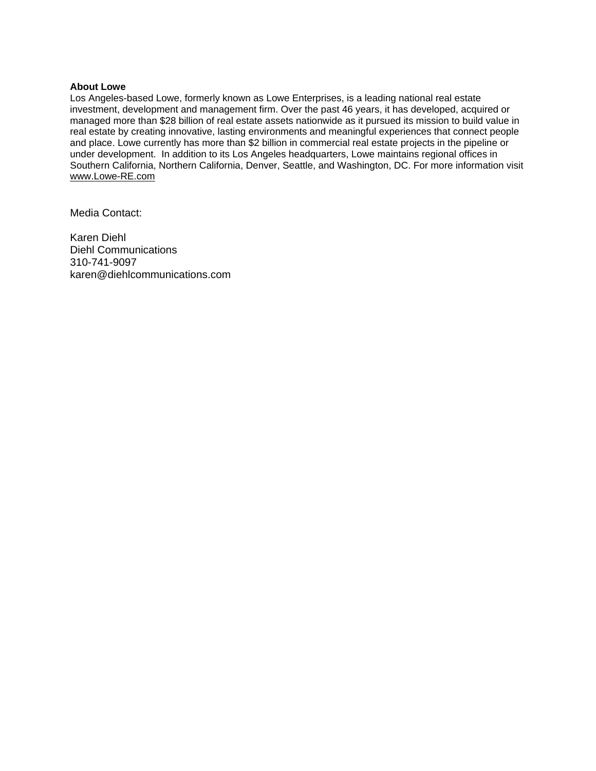**About Lowe**

Los Angeles-based Lowe, formerly known as Lowe Enterprises, is a leading national real estate investment, development and management firm. Over the past 46 years, it has developed, acquired or managed more than $28 billion of real estate assets nationwide as it pursued its mission to build value in real estate by creating innovative, lasting environments and meaningful experiences that connect people and place. Lowe currently has more than $2 billion in commercial real estate projects in the pipeline or under development. In addition to its Los Angeles headquarters, Lowe maintains regional offices in Southern California, Northern California, Denver, Seattle, and Washington, DC. For more information visit www.Lowe-RE.com

Media Contact:

Karen Diehl
Diehl Communications
310-741-9097
karen@diehlcommunications.com